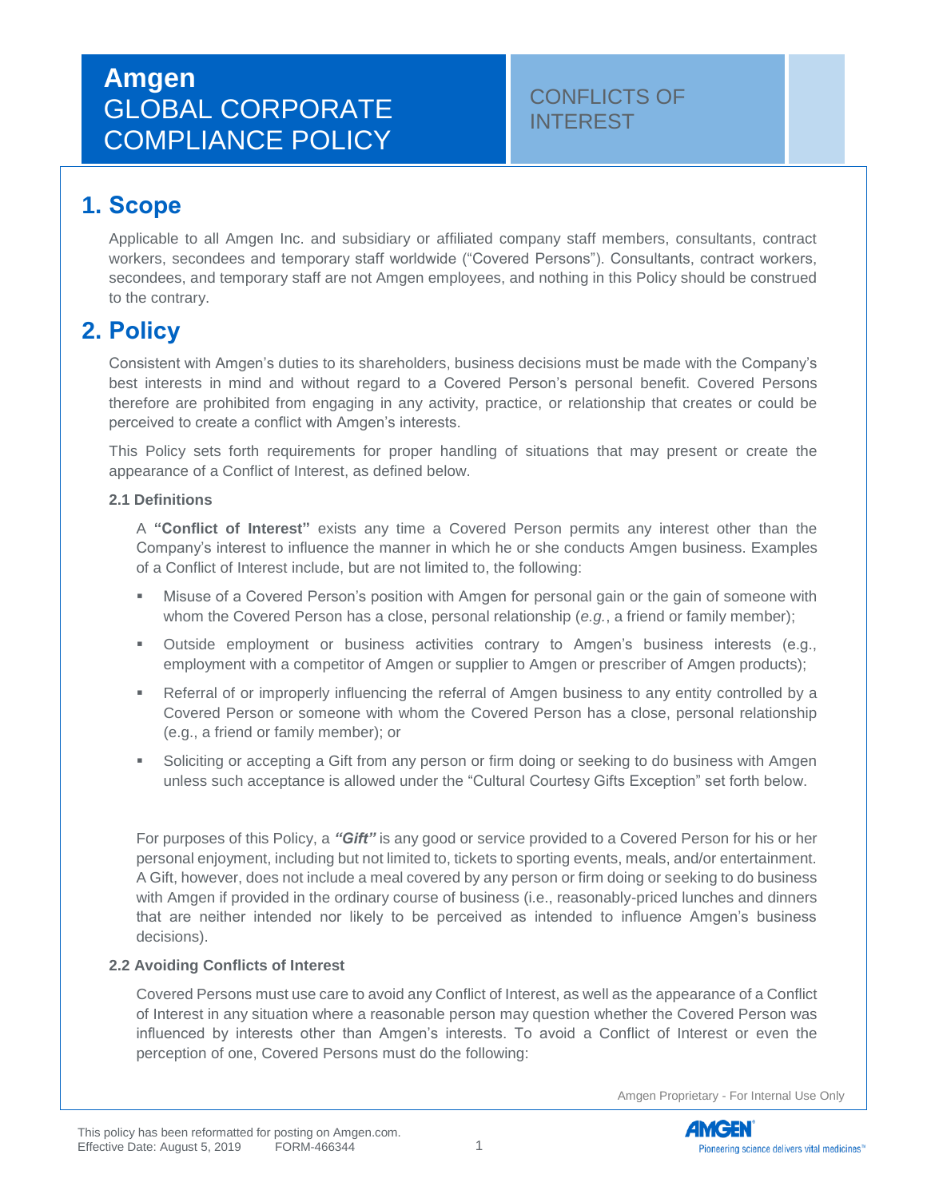# Amgen GLOBAL CORPORATE COMPLIANCE POLICY

CONFLICTS OF INTEREST

## 1. Scope

Applicable to all Amgen Inc. and subsidiary or affiliated company staff members, consultants, contract workers, secondees and temporary staff worldwide ("Covered Persons"). Consultants, contract workers, secondees, and temporary staff are not Amgen employees, and nothing in this Policy should be construed to the contrary.

## 2. Policy

Consistent with Amgen's duties to its shareholders, business decisions must be made with the Company's best interests in mind and without regard to a Covered Person's personal benefit. Covered Persons therefore are prohibited from engaging in any activity, practice, or relationship that creates or could be perceived to create a conflict with Amgen's interests.

This Policy sets forth requirements for proper handling of situations that may present or create the appearance of a Conflict of Interest, as defined below.

### 2.1 Definitions

A **"Conflict of Interest"** exists any time a Covered Person permits any interest other than the Company's interest to influence the manner in which he or she conducts Amgen business. Examples of a Conflict of Interest include, but are not limited to, the following:

- Misuse of a Covered Person's position with Amgen for personal gain or the gain of someone with whom the Covered Person has a close, personal relationship (*e.g.*, a friend or family member);
- Outside employment or business activities contrary to Amgen's business interests (e.g., employment with a competitor of Amgen or supplier to Amgen or prescriber of Amgen products);
- Referral of or improperly influencing the referral of Amgen business to any entity controlled by a Covered Person or someone with whom the Covered Person has a close, personal relationship (e.g., a friend or family member); or
- Soliciting or accepting a Gift from any person or firm doing or seeking to do business with Amgen unless such acceptance is allowed under the "Cultural Courtesy Gifts Exception" set forth below.

For purposes of this Policy, a ***"Gift"*** is any good or service provided to a Covered Person for his or her personal enjoyment, including but not limited to, tickets to sporting events, meals, and/or entertainment. A Gift, however, does not include a meal covered by any person or firm doing or seeking to do business with Amgen if provided in the ordinary course of business (i.e., reasonably-priced lunches and dinners that are neither intended nor likely to be perceived as intended to influence Amgen's business decisions).

### 2.2 Avoiding Conflicts of Interest

Covered Persons must use care to avoid any Conflict of Interest, as well as the appearance of a Conflict of Interest in any situation where a reasonable person may question whether the Covered Person was influenced by interests other than Amgen's interests. To avoid a Conflict of Interest or even the perception of one, Covered Persons must do the following: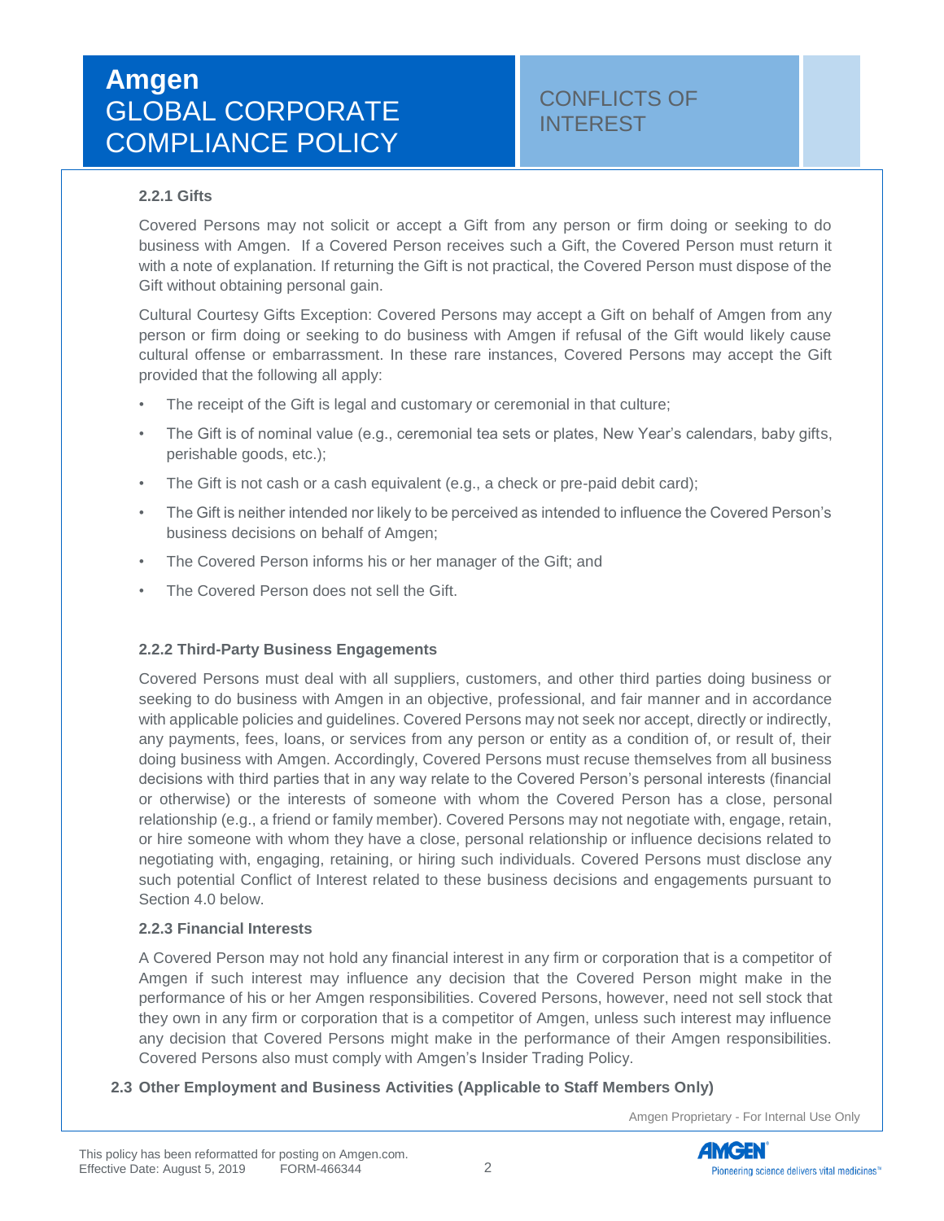#### 2.2.1 Gifts

Covered Persons may not solicit or accept a Gift from any person or firm doing or seeking to do business with Amgen. If a Covered Person receives such a Gift, the Covered Person must return it with a note of explanation. If returning the Gift is not practical, the Covered Person must dispose of the Gift without obtaining personal gain.

Cultural Courtesy Gifts Exception: Covered Persons may accept a Gift on behalf of Amgen from any person or firm doing or seeking to do business with Amgen if refusal of the Gift would likely cause cultural offense or embarrassment. In these rare instances, Covered Persons may accept the Gift provided that the following all apply:

- The receipt of the Gift is legal and customary or ceremonial in that culture;
- The Gift is of nominal value (e.g., ceremonial tea sets or plates, New Year's calendars, baby gifts, perishable goods, etc.);
- The Gift is not cash or a cash equivalent (e.g., a check or pre-paid debit card);
- The Gift is neither intended nor likely to be perceived as intended to influence the Covered Person's business decisions on behalf of Amgen;
- The Covered Person informs his or her manager of the Gift; and
- The Covered Person does not sell the Gift.

#### 2.2.2 Third-Party Business Engagements

Covered Persons must deal with all suppliers, customers, and other third parties doing business or seeking to do business with Amgen in an objective, professional, and fair manner and in accordance with applicable policies and guidelines. Covered Persons may not seek nor accept, directly or indirectly, any payments, fees, loans, or services from any person or entity as a condition of, or result of, their doing business with Amgen. Accordingly, Covered Persons must recuse themselves from all business decisions with third parties that in any way relate to the Covered Person's personal interests (financial or otherwise) or the interests of someone with whom the Covered Person has a close, personal relationship (e.g., a friend or family member). Covered Persons may not negotiate with, engage, retain, or hire someone with whom they have a close, personal relationship or influence decisions related to negotiating with, engaging, retaining, or hiring such individuals. Covered Persons must disclose any such potential Conflict of Interest related to these business decisions and engagements pursuant to Section 4.0 below.

#### 2.2.3 Financial Interests

A Covered Person may not hold any financial interest in any firm or corporation that is a competitor of Amgen if such interest may influence any decision that the Covered Person might make in the performance of his or her Amgen responsibilities. Covered Persons, however, need not sell stock that they own in any firm or corporation that is a competitor of Amgen, unless such interest may influence any decision that Covered Persons might make in the performance of their Amgen responsibilities. Covered Persons also must comply with Amgen's Insider Trading Policy.

### 2.3 Other Employment and Business Activities (Applicable to Staff Members Only)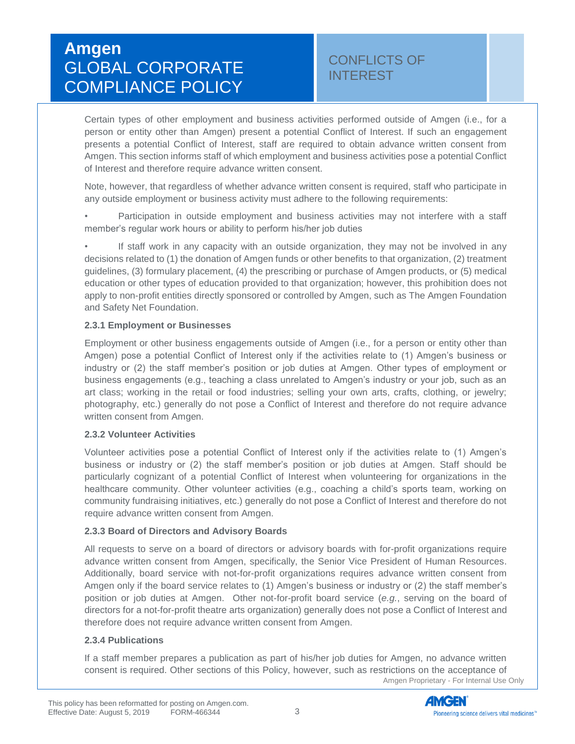Certain types of other employment and business activities performed outside of Amgen (i.e., for a person or entity other than Amgen) present a potential Conflict of Interest. If such an engagement presents a potential Conflict of Interest, staff are required to obtain advance written consent from Amgen. This section informs staff of which employment and business activities pose a potential Conflict of Interest and therefore require advance written consent.

Note, however, that regardless of whether advance written consent is required, staff who participate in any outside employment or business activity must adhere to the following requirements:

- Participation in outside employment and business activities may not interfere with a staff member's regular work hours or ability to perform his/her job duties
- If staff work in any capacity with an outside organization, they may not be involved in any decisions related to (1) the donation of Amgen funds or other benefits to that organization, (2) treatment guidelines, (3) formulary placement, (4) the prescribing or purchase of Amgen products, or (5) medical education or other types of education provided to that organization; however, this prohibition does not apply to non-profit entities directly sponsored or controlled by Amgen, such as The Amgen Foundation and Safety Net Foundation.

#### 2.3.1 Employment or Businesses

Employment or other business engagements outside of Amgen (i.e., for a person or entity other than Amgen) pose a potential Conflict of Interest only if the activities relate to (1) Amgen's business or industry or (2) the staff member's position or job duties at Amgen. Other types of employment or business engagements (e.g., teaching a class unrelated to Amgen's industry or your job, such as an art class; working in the retail or food industries; selling your own arts, crafts, clothing, or jewelry; photography, etc.) generally do not pose a Conflict of Interest and therefore do not require advance written consent from Amgen.

#### 2.3.2 Volunteer Activities

Volunteer activities pose a potential Conflict of Interest only if the activities relate to (1) Amgen's business or industry or (2) the staff member's position or job duties at Amgen. Staff should be particularly cognizant of a potential Conflict of Interest when volunteering for organizations in the healthcare community. Other volunteer activities (e.g., coaching a child's sports team, working on community fundraising initiatives, etc.) generally do not pose a Conflict of Interest and therefore do not require advance written consent from Amgen.

#### 2.3.3 Board of Directors and Advisory Boards

All requests to serve on a board of directors or advisory boards with for-profit organizations require advance written consent from Amgen, specifically, the Senior Vice President of Human Resources. Additionally, board service with not-for-profit organizations requires advance written consent from Amgen only if the board service relates to (1) Amgen's business or industry or (2) the staff member's position or job duties at Amgen. Other not-for-profit board service (*e.g.*, serving on the board of directors for a not-for-profit theatre arts organization) generally does not pose a Conflict of Interest and therefore does not require advance written consent from Amgen.

#### 2.3.4 Publications

If a staff member prepares a publication as part of his/her job duties for Amgen, no advance written consent is required. Other sections of this Policy, however, such as restrictions on the acceptance of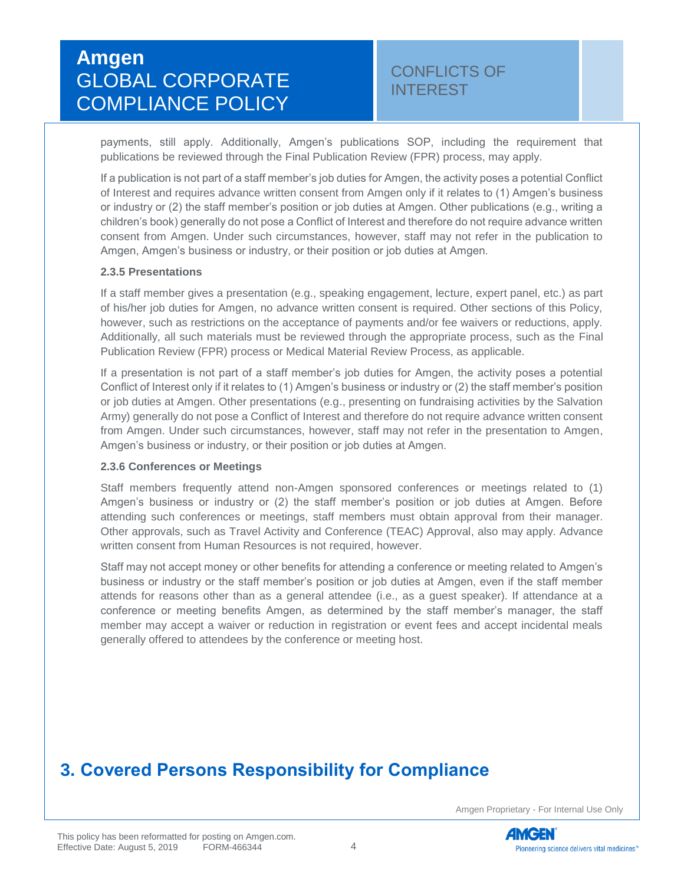payments, still apply. Additionally, Amgen's publications SOP, including the requirement that publications be reviewed through the Final Publication Review (FPR) process, may apply.

If a publication is not part of a staff member's job duties for Amgen, the activity poses a potential Conflict of Interest and requires advance written consent from Amgen only if it relates to (1) Amgen's business or industry or (2) the staff member's position or job duties at Amgen. Other publications (e.g., writing a children's book) generally do not pose a Conflict of Interest and therefore do not require advance written consent from Amgen. Under such circumstances, however, staff may not refer in the publication to Amgen, Amgen's business or industry, or their position or job duties at Amgen.

#### 2.3.5 Presentations

If a staff member gives a presentation (e.g., speaking engagement, lecture, expert panel, etc.) as part of his/her job duties for Amgen, no advance written consent is required. Other sections of this Policy, however, such as restrictions on the acceptance of payments and/or fee waivers or reductions, apply. Additionally, all such materials must be reviewed through the appropriate process, such as the Final Publication Review (FPR) process or Medical Material Review Process, as applicable.

If a presentation is not part of a staff member's job duties for Amgen, the activity poses a potential Conflict of Interest only if it relates to (1) Amgen's business or industry or (2) the staff member's position or job duties at Amgen. Other presentations (e.g., presenting on fundraising activities by the Salvation Army) generally do not pose a Conflict of Interest and therefore do not require advance written consent from Amgen. Under such circumstances, however, staff may not refer in the presentation to Amgen, Amgen's business or industry, or their position or job duties at Amgen.

#### 2.3.6 Conferences or Meetings

Staff members frequently attend non-Amgen sponsored conferences or meetings related to (1) Amgen's business or industry or (2) the staff member's position or job duties at Amgen. Before attending such conferences or meetings, staff members must obtain approval from their manager. Other approvals, such as Travel Activity and Conference (TEAC) Approval, also may apply. Advance written consent from Human Resources is not required, however.

Staff may not accept money or other benefits for attending a conference or meeting related to Amgen's business or industry or the staff member's position or job duties at Amgen, even if the staff member attends for reasons other than as a general attendee (i.e., as a guest speaker). If attendance at a conference or meeting benefits Amgen, as determined by the staff member's manager, the staff member may accept a waiver or reduction in registration or event fees and accept incidental meals generally offered to attendees by the conference or meeting host.

## 3. Covered Persons Responsibility for Compliance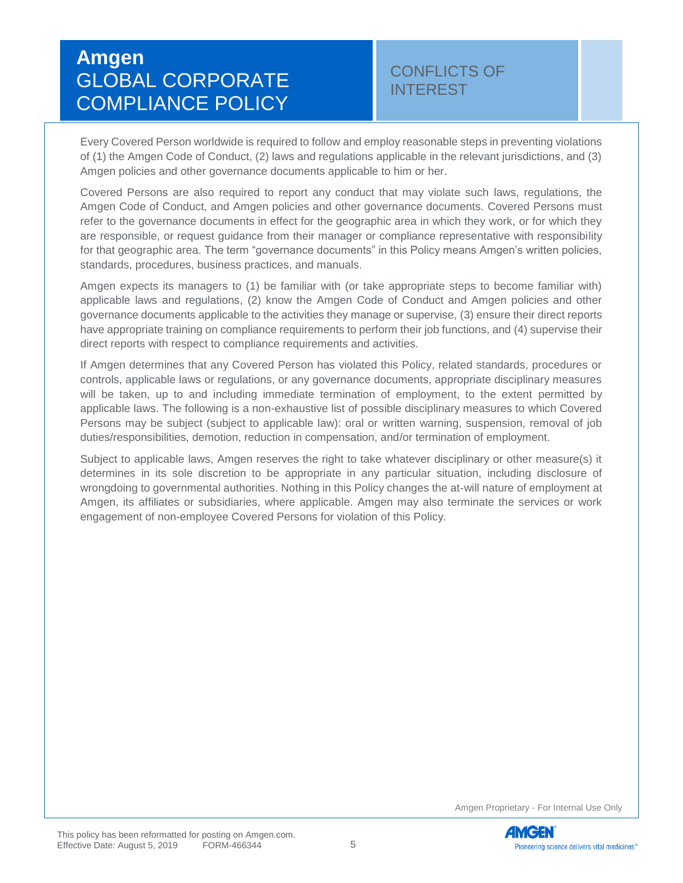Every Covered Person worldwide is required to follow and employ reasonable steps in preventing violations of (1) the Amgen Code of Conduct, (2) laws and regulations applicable in the relevant jurisdictions, and (3) Amgen policies and other governance documents applicable to him or her.

Covered Persons are also required to report any conduct that may violate such laws, regulations, the Amgen Code of Conduct, and Amgen policies and other governance documents. Covered Persons must refer to the governance documents in effect for the geographic area in which they work, or for which they are responsible, or request guidance from their manager or compliance representative with responsibility for that geographic area. The term "governance documents" in this Policy means Amgen's written policies, standards, procedures, business practices, and manuals.

Amgen expects its managers to (1) be familiar with (or take appropriate steps to become familiar with) applicable laws and regulations, (2) know the Amgen Code of Conduct and Amgen policies and other governance documents applicable to the activities they manage or supervise, (3) ensure their direct reports have appropriate training on compliance requirements to perform their job functions, and (4) supervise their direct reports with respect to compliance requirements and activities.

If Amgen determines that any Covered Person has violated this Policy, related standards, procedures or controls, applicable laws or regulations, or any governance documents, appropriate disciplinary measures will be taken, up to and including immediate termination of employment, to the extent permitted by applicable laws. The following is a non-exhaustive list of possible disciplinary measures to which Covered Persons may be subject (subject to applicable law): oral or written warning, suspension, removal of job duties/responsibilities, demotion, reduction in compensation, and/or termination of employment.

Subject to applicable laws, Amgen reserves the right to take whatever disciplinary or other measure(s) it determines in its sole discretion to be appropriate in any particular situation, including disclosure of wrongdoing to governmental authorities. Nothing in this Policy changes the at-will nature of employment at Amgen, its affiliates or subsidiaries, where applicable. Amgen may also terminate the services or work engagement of non-employee Covered Persons for violation of this Policy.